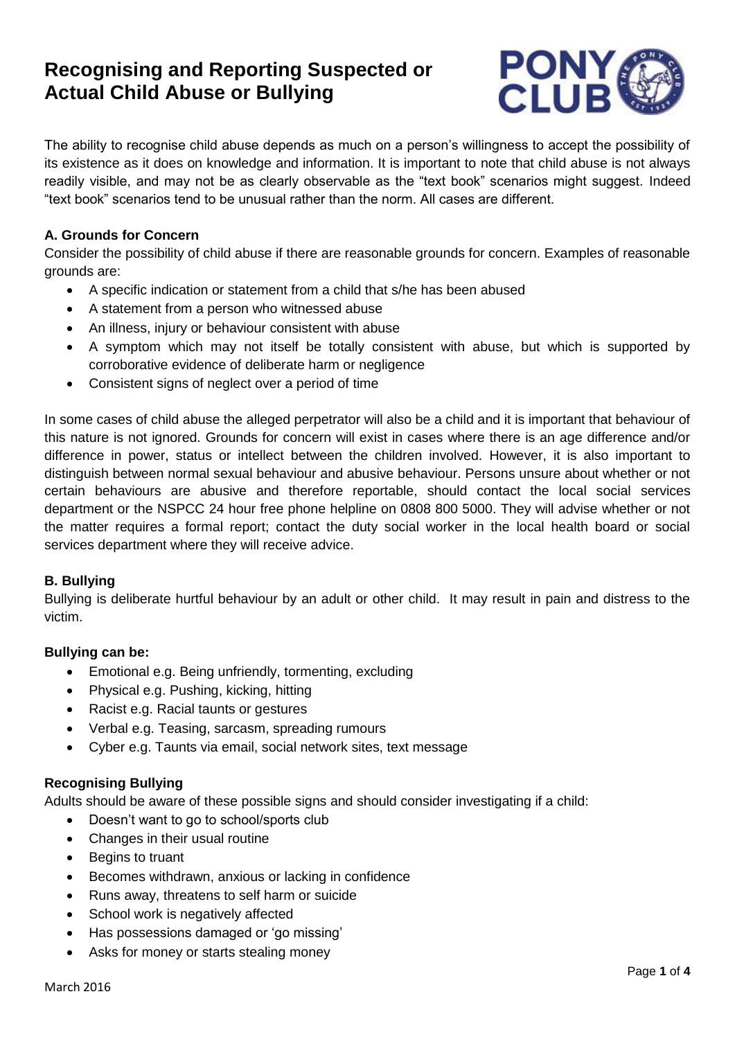# Recognising and Reporting Suspected or Actual Child Abuse or Bullying

The ability to recognise child abuse depends as much on a person's willingness to accept the possibility of its existence as it does on knowledge and information. It is important to note that child abuse is not always readily visible, and may not be as clearly observable as the "text book" scenarios might suggest. Indeed "text book" scenarios tend to be unusual rather than the norm. All cases are different.

### A. Grounds for Concern

Consider the possibility of child abuse if there are reasonable grounds for concern. Examples of reasonable grounds are:

- A specific indication or statement from a child that s/he has been abused
- A statement from a person who witnessed abuse
- An illness, injury or behaviour consistent with abuse
- A symptom which may not itself be totally consistent with abuse, but which is supported by corroborative evidence of deliberate harm or negligence
- Consistent signs of neglect over a period of time

In some cases of child abuse the alleged perpetrator will also be a child and it is important that behaviour of this nature is not ignored. Grounds for concern will exist in cases where there is an age difference and/or difference in power, status or intellect between the children involved. However, it is also important to distinguish between normal sexual behaviour and abusive behaviour. Persons unsure about whether or not certain behaviours are abusive and therefore reportable, should contact the local social services department or the NSPCC 24 hour free phone helpline on 0808 800 5000. They will advise whether or not the matter requires a formal report; contact the duty social worker in the local health board or social services department where they will receive advice.

### B. Bullying

Bullying is deliberate hurtful behaviour by an adult or other child. It may result in pain and distress to the victim.

**Bullying can be:**

- Emotional e.g. Being unfriendly, tormenting, excluding
- Physical e.g. Pushing, kicking, hitting
- Racist e.g. Racial taunts or gestures
- Verbal e.g. Teasing, sarcasm, spreading rumours
- Cyber e.g. Taunts via email, social network sites, text message

**Recognising Bullying**

Adults should be aware of these possible signs and should consider investigating if a child:

- Doesn't want to go to school/sports club
- Changes in their usual routine
- Begins to truant
- Becomes withdrawn, anxious or lacking in confidence
- Runs away, threatens to self harm or suicide
- School work is negatively affected
- Has possessions damaged or 'go missing'
- Asks for money or starts stealing money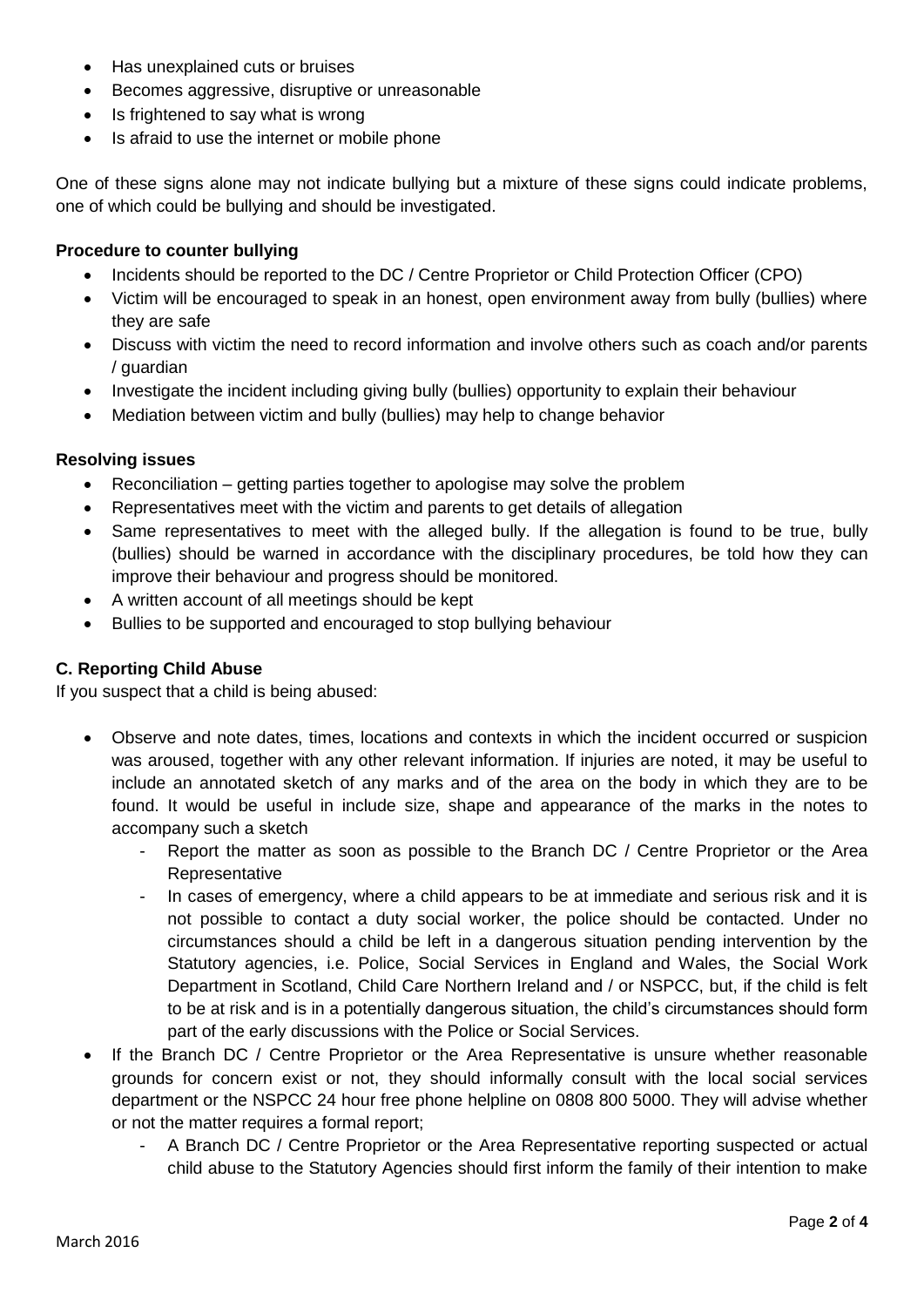- Has unexplained cuts or bruises
- Becomes aggressive, disruptive or unreasonable
- Is frightened to say what is wrong
- Is afraid to use the internet or mobile phone

One of these signs alone may not indicate bullying but a mixture of these signs could indicate problems, one of which could be bullying and should be investigated.

**Procedure to counter bullying**

- Incidents should be reported to the DC / Centre Proprietor or Child Protection Officer (CPO)
- Victim will be encouraged to speak in an honest, open environment away from bully (bullies) where they are safe
- Discuss with victim the need to record information and involve others such as coach and/or parents / guardian
- Investigate the incident including giving bully (bullies) opportunity to explain their behaviour
- Mediation between victim and bully (bullies) may help to change behavior

**Resolving issues**

- Reconciliation – getting parties together to apologise may solve the problem
- Representatives meet with the victim and parents to get details of allegation
- Same representatives to meet with the alleged bully. If the allegation is found to be true, bully (bullies) should be warned in accordance with the disciplinary procedures, be told how they can improve their behaviour and progress should be monitored.
- A written account of all meetings should be kept
- Bullies to be supported and encouraged to stop bullying behaviour

**C. Reporting Child Abuse**

If you suspect that a child is being abused:

- Observe and note dates, times, locations and contexts in which the incident occurred or suspicion was aroused, together with any other relevant information. If injuries are noted, it may be useful to include an annotated sketch of any marks and of the area on the body in which they are to be found. It would be useful in include size, shape and appearance of the marks in the notes to accompany such a sketch
    - Report the matter as soon as possible to the Branch DC / Centre Proprietor or the Area Representative
    - In cases of emergency, where a child appears to be at immediate and serious risk and it is not possible to contact a duty social worker, the police should be contacted. Under no circumstances should a child be left in a dangerous situation pending intervention by the Statutory agencies, i.e. Police, Social Services in England and Wales, the Social Work Department in Scotland, Child Care Northern Ireland and / or NSPCC, but, if the child is felt to be at risk and is in a potentially dangerous situation, the child's circumstances should form part of the early discussions with the Police or Social Services.
- If the Branch DC / Centre Proprietor or the Area Representative is unsure whether reasonable grounds for concern exist or not, they should informally consult with the local social services department or the NSPCC 24 hour free phone helpline on 0808 800 5000. They will advise whether or not the matter requires a formal report;
    - A Branch DC / Centre Proprietor or the Area Representative reporting suspected or actual child abuse to the Statutory Agencies should first inform the family of their intention to make

March 2016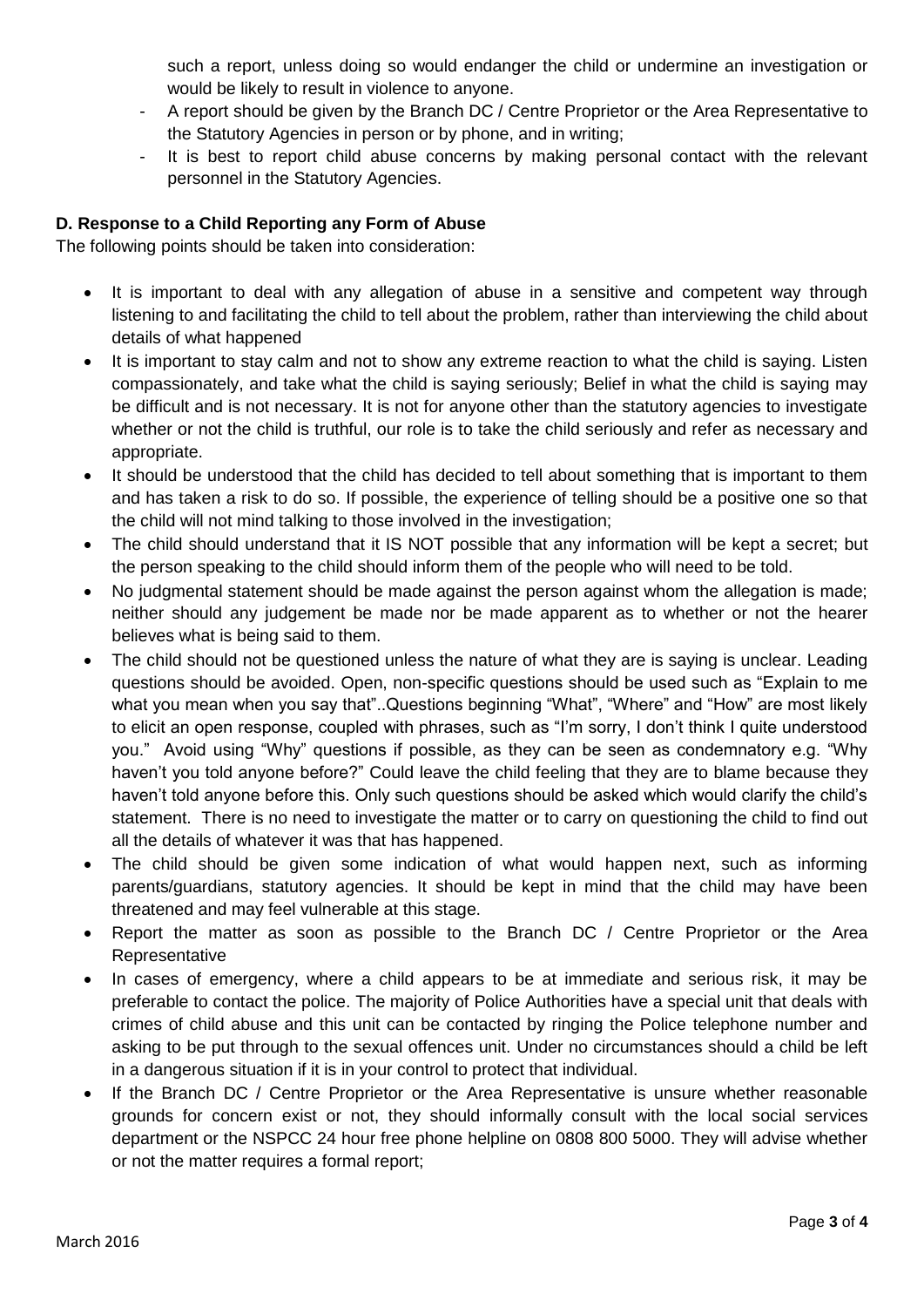such a report, unless doing so would endanger the child or undermine an investigation or would be likely to result in violence to anyone.

- A report should be given by the Branch DC / Centre Proprietor or the Area Representative to the Statutory Agencies in person or by phone, and in writing;
- It is best to report child abuse concerns by making personal contact with the relevant personnel in the Statutory Agencies.

**D. Response to a Child Reporting any Form of Abuse**

The following points should be taken into consideration:

- It is important to deal with any allegation of abuse in a sensitive and competent way through listening to and facilitating the child to tell about the problem, rather than interviewing the child about details of what happened
- It is important to stay calm and not to show any extreme reaction to what the child is saying. Listen compassionately, and take what the child is saying seriously; Belief in what the child is saying may be difficult and is not necessary. It is not for anyone other than the statutory agencies to investigate whether or not the child is truthful, our role is to take the child seriously and refer as necessary and appropriate.
- It should be understood that the child has decided to tell about something that is important to them and has taken a risk to do so. If possible, the experience of telling should be a positive one so that the child will not mind talking to those involved in the investigation;
- The child should understand that it IS NOT possible that any information will be kept a secret; but the person speaking to the child should inform them of the people who will need to be told.
- No judgmental statement should be made against the person against whom the allegation is made; neither should any judgement be made nor be made apparent as to whether or not the hearer believes what is being said to them.
- The child should not be questioned unless the nature of what they are is saying is unclear. Leading questions should be avoided. Open, non-specific questions should be used such as "Explain to me what you mean when you say that"..Questions beginning "What", "Where" and "How" are most likely to elicit an open response, coupled with phrases, such as "I'm sorry, I don't think I quite understood you." Avoid using "Why" questions if possible, as they can be seen as condemnatory e.g. "Why haven't you told anyone before?" Could leave the child feeling that they are to blame because they haven't told anyone before this. Only such questions should be asked which would clarify the child's statement. There is no need to investigate the matter or to carry on questioning the child to find out all the details of whatever it was that has happened.
- The child should be given some indication of what would happen next, such as informing parents/guardians, statutory agencies. It should be kept in mind that the child may have been threatened and may feel vulnerable at this stage.
- Report the matter as soon as possible to the Branch DC / Centre Proprietor or the Area Representative
- In cases of emergency, where a child appears to be at immediate and serious risk, it may be preferable to contact the police. The majority of Police Authorities have a special unit that deals with crimes of child abuse and this unit can be contacted by ringing the Police telephone number and asking to be put through to the sexual offences unit. Under no circumstances should a child be left in a dangerous situation if it is in your control to protect that individual.
- If the Branch DC / Centre Proprietor or the Area Representative is unsure whether reasonable grounds for concern exist or not, they should informally consult with the local social services department or the NSPCC 24 hour free phone helpline on 0808 800 5000. They will advise whether or not the matter requires a formal report;

March 2016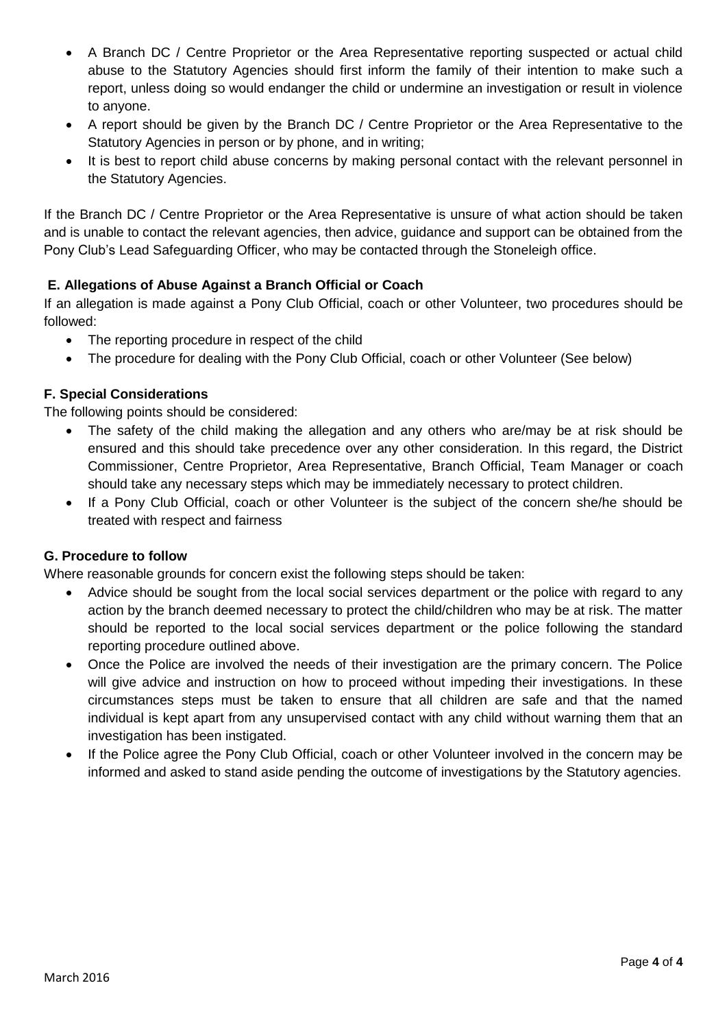- A Branch DC / Centre Proprietor or the Area Representative reporting suspected or actual child abuse to the Statutory Agencies should first inform the family of their intention to make such a report, unless doing so would endanger the child or undermine an investigation or result in violence to anyone.
- A report should be given by the Branch DC / Centre Proprietor or the Area Representative to the Statutory Agencies in person or by phone, and in writing;
- It is best to report child abuse concerns by making personal contact with the relevant personnel in the Statutory Agencies.

If the Branch DC / Centre Proprietor or the Area Representative is unsure of what action should be taken and is unable to contact the relevant agencies, then advice, guidance and support can be obtained from the Pony Club's Lead Safeguarding Officer, who may be contacted through the Stoneleigh office.

### E. Allegations of Abuse Against a Branch Official or Coach

If an allegation is made against a Pony Club Official, coach or other Volunteer, two procedures should be followed:

- The reporting procedure in respect of the child
- The procedure for dealing with the Pony Club Official, coach or other Volunteer (See below)

### F. Special Considerations

The following points should be considered:

- The safety of the child making the allegation and any others who are/may be at risk should be ensured and this should take precedence over any other consideration. In this regard, the District Commissioner, Centre Proprietor, Area Representative, Branch Official, Team Manager or coach should take any necessary steps which may be immediately necessary to protect children.
- If a Pony Club Official, coach or other Volunteer is the subject of the concern she/he should be treated with respect and fairness

### G. Procedure to follow

Where reasonable grounds for concern exist the following steps should be taken:

- Advice should be sought from the local social services department or the police with regard to any action by the branch deemed necessary to protect the child/children who may be at risk. The matter should be reported to the local social services department or the police following the standard reporting procedure outlined above.
- Once the Police are involved the needs of their investigation are the primary concern. The Police will give advice and instruction on how to proceed without impeding their investigations. In these circumstances steps must be taken to ensure that all children are safe and that the named individual is kept apart from any unsupervised contact with any child without warning them that an investigation has been instigated.
- If the Police agree the Pony Club Official, coach or other Volunteer involved in the concern may be informed and asked to stand aside pending the outcome of investigations by the Statutory agencies.

March 2016